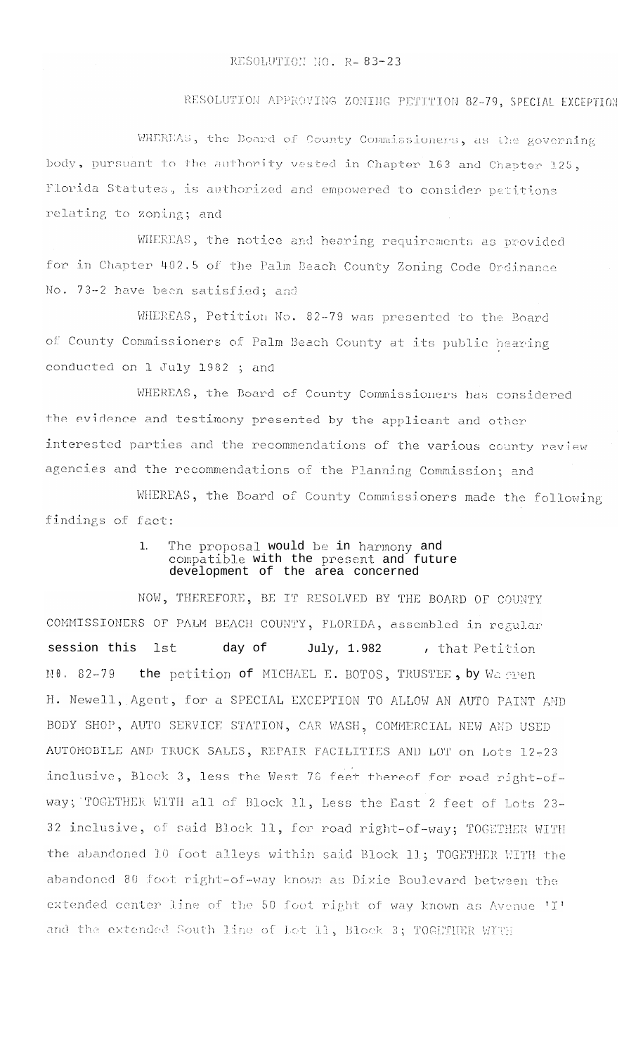RESOLUTION NO. R- 83-23

RESOLUTION APPROVING ZONING PETITION 82-79, SPECIAL EXCEPTION

WHEREAS, the Board of County Commissioners, as the governing body, pursuant to the authority vested in Chapter 163 and Chapter 125, Florida Statutes, is authorized and empowered to consider petitions relating to zoning; and

WHEREAS, the notice and hearing requirements as provided for in Chapter 402.5 of the Palm Beach County Zoning Code Ordinance No. 73-2 have been satisfied; and

WHEREAS, Petition No. 82-79 was presented to the Board of County Commissioners of Palm Beach County at its public hearing conducted on 1 July 1982 ; and

WHEREAS, the Board of County Commissioners has considered the evidence and testimony presented by the applicant and other interested parties and the recommendations of the various county review agencies and the recommendations of the Planning Commission; and

WHEREAS, the Board of County Commissioners made the following findings of fact:

1. The proposal would be in harmony and compatible with the present and future development of the area concerned

NOW, THEREFORE, BE IT RESOLVED BY THE BOARD OF COUNTY COMMISSIONERS OF PALM BEACH COUNTY, FLORIDA, assembled in regular session this 1st day of July, 1.982 , that Petition N0. 82-79 the petition of MICHAEL E. BOTOS, TRUSTEE, by Warren H. Newell, Agent, for a SPECIAL EXCEPTION TO ALLOW AN AUTO PAINT AND BODY SHOP, AUTO SERVICE STATION, CAR WASH, COMMERCIAL NEW AND USED AUTOMOBILE AND TRUCK SALES, REPAIR FACILITIES AND LOT on Lots 12-23 inclusive, Block 3, less the West 76 feet thereof for road right-of-way; TOGETHER WITH all of Block 11, Less the East 2 feet of Lots 23-32 inclusive, of said Block 11, for road right-of-way; TOGETHER WITH the abandoned 10 foot alleys within said Block 11; TOGETHER WITH the abandoned 80 foot right-of-way known as Dixie Boulevard between the extended center line of the 50 foot right of way known as Avenue 'I' and the extended South line of Lot 11, Block 3; TOGETHER WITH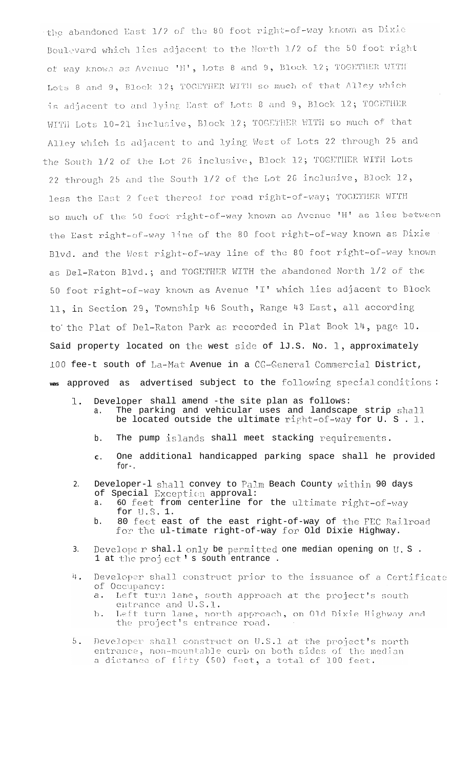the abandoned East 1/2 of the 80 foot right-of-way known as Dixie Boulevard which lies adjacent to the North 1/2 of the 50 foot right of way known as Avenue 'H', Lots 8 and 9, Block 12; TOGETHER WITH Lots 8 and 9, Block 12; TOGETHER WITH so much of that Alley which is adjacent to and lying East of Lots 8 and 9, Block 12; TOGETHER WITH Lots 10-21 inclusive, Block 12; TOGETHER WITH so much of that Alley which is adjacent to and lying West of Lots 22 through 25 and the South 1/2 of the Lot 26 inclusive, Block 12; TOGETHER WITH Lots 22 through 25 and the South 1/2 of the Lot 26 inclusive, Block 12, less the East 2 feet thereof for road right-of-way; TOGETHER WITH so much of the 50 foot right-of-way known as Avenue 'H' as lies between the East right-of-way line of the 80 foot right-of-way known as Dixie Blvd. and the West right-of-way line of the 80 foot right-of-way known as Del-Raton Blvd.; and TOGETHER WITH the abandoned North 1/2 of the 50 foot right-of-way known as Avenue 'I' which lies adjacent to Block 11, in Section 29, Township 46 South, Range 43 East, all according to the Plat of Del-Raton Park as recorded in Plat Book 14, page 10. Said property located on the west side of 1J.S. No. 1, approximately 100 fee-t south of La-Mat Avenue in a CG-General Commercial District, was approved as advertised subject to the following special conditions:

1. Developer shall amend -the site plan as follows:
   a. The parking and vehicular uses and landscape strip shall be located outside the ultimate right-of-way for U. S . 1.
   b. The pump islands shall meet stacking requirements.
   c. One additional handicapped parking space shall he provided for-.
2. Developer-l shall convey to Palm Beach County within 90 days of Special Exception approval:
   a. 60 feet from centerline for the ultimate right-of-way for U.S. 1.
   b. 80 feet east of the east right-of-way of the FEC Railroad for the ul-timate right-of-way for Old Dixie Highway.
3. Develope r shal.l only be permitted one median opening on U. S . 1 at the proj ect ' s south entrance .
4. Developer shall construct prior to the issuance of a Certificate of Occupancy:
   a. Left turn lane, south approach at the project's south entrance and U.S.1.
   b. Left turn lane, north approach, on Old Dixie Highway and the project's entrance road.
5. Developer shall construct on U.S.1 at the project's north entrance, non-mountable curb on both sides of the median a distance of fifty (50) feet, a total of 100 feet.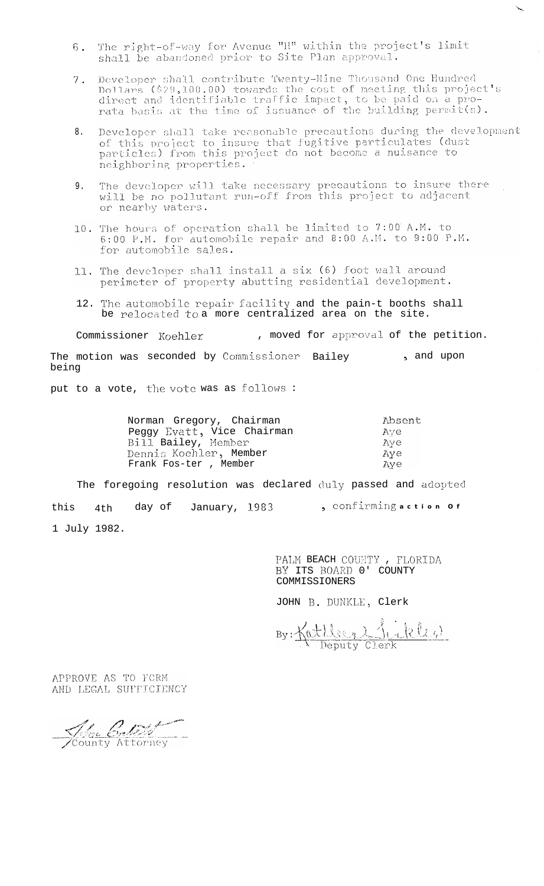6. The right-of-way for Avenue "H" within the project's limit shall be abandoned prior to Site Plan approval.

7. Developer shall contribute Twenty-Nine Thousand One Hundred Dollars ($29,100.00) towards the cost of meeting this project's direct and identifiable traffic impact, to be paid on a pro-rata basis at the time of issuance of the building permit(s).

8. Developer shall take reasonable precautions during the development of this project to insure that fugitive particulates (dust particles) from this project do not become a nuisance to neighboring properties.

9. The developer will take necessary precautions to insure there will be no pollutant run-off from this project to adjacent or nearby waters.

10. The hours of operation shall be limited to 7:00 A.M. to 6:00 P.M. for automobile repair and 8:00 A.M. to 9:00 P.M. for automobile sales.

11. The developer shall install a six (6) foot wall around perimeter of property abutting residential development.

12. The automobile repair facility and the pain-t booths shall be relocated to a more centralized area on the site.

Commissioner Koehler, moved for approval of the petition.

The motion was seconded by Commissioner Bailey, and upon being put to a vote, the vote was as follows :

| | |
|---|---|
| Norman Gregory, Chairman | Absent |
| Peggy Evatt, Vice Chairman | Aye |
| Bill Bailey, Member | Aye |
| Dennis Koehler, Member | Aye |
| Frank Fos-ter , Member | Aye |

The foregoing resolution was declared duly passed and adopted this 4th day of January, 1983, confirming action of 1 July 1982.

PALM BEACH COUNTY , FLORIDA
BY ITS BOARD O' COUNTY COMMISSIONERS

JOHN B. DUNKLE, Clerk

By: Kathleen Jinkley
Deputy Clerk

APPROVE AS TO FORM AND LEGAL SUFFICIENCY

County Attorney